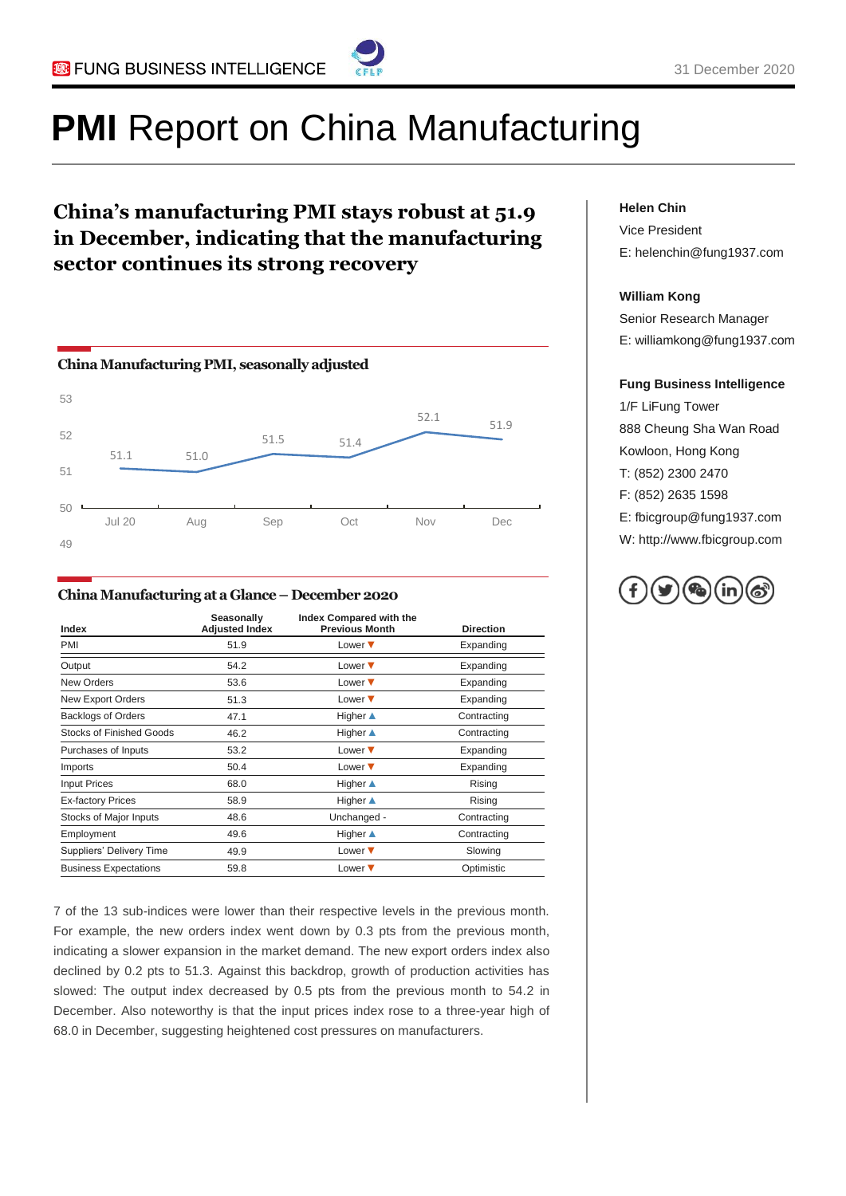# **PMI** Report on China Manufacturing

31 December 2020

## China's manufacturing PMI stays robust at 51.9 in December, indicating that the manufacturing sector continues its strong recovery

### China Manufacturing PMI, seasonally adjusted

| Month | PMI |
|---|---|
| Jul 20 | 51.1 |
| Aug | 51.0 |
| Sep | 51.5 |
| Oct | 51.4 |
| Nov | 52.1 |
| Dec | 51.9 |

### China Manufacturing at a Glance – December 2020

| Index | Seasonally Adjusted Index | Index Compared with the Previous Month | Direction |
|---|---|---|---|
| PMI | 51.9 | Lower ▼ | Expanding |
| Output | 54.2 | Lower ▼ | Expanding |
| New Orders | 53.6 | Lower ▼ | Expanding |
| New Export Orders | 51.3 | Lower ▼ | Expanding |
| Backlogs of Orders | 47.1 | Higher ▲ | Contracting |
| Stocks of Finished Goods | 46.2 | Higher ▲ | Contracting |
| Purchases of Inputs | 53.2 | Lower ▼ | Expanding |
| Imports | 50.4 | Lower ▼ | Expanding |
| Input Prices | 68.0 | Higher ▲ | Rising |
| Ex-factory Prices | 58.9 | Higher ▲ | Rising |
| Stocks of Major Inputs | 48.6 | Unchanged - | Contracting |
| Employment | 49.6 | Higher ▲ | Contracting |
| Suppliers' Delivery Time | 49.9 | Lower ▼ | Slowing |
| Business Expectations | 59.8 | Lower ▼ | Optimistic |

7 of the 13 sub-indices were lower than their respective levels in the previous month. For example, the new orders index went down by 0.3 pts from the previous month, indicating a slower expansion in the market demand. The new export orders index also declined by 0.2 pts to 51.3. Against this backdrop, growth of production activities has slowed: The output index decreased by 0.5 pts from the previous month to 54.2 in December. Also noteworthy is that the input prices index rose to a three-year high of 68.0 in December, suggesting heightened cost pressures on manufacturers.

**Helen Chin**
Vice President
E: helenchin@fung1937.com

**William Kong**
Senior Research Manager
E: williamkong@fung1937.com

**Fung Business Intelligence**
1/F LiFung Tower
888 Cheung Sha Wan Road
Kowloon, Hong Kong
T: (852) 2300 2470
F: (852) 2635 1598
E: fbicgroup@fung1937.com
W: http://www.fbicgroup.com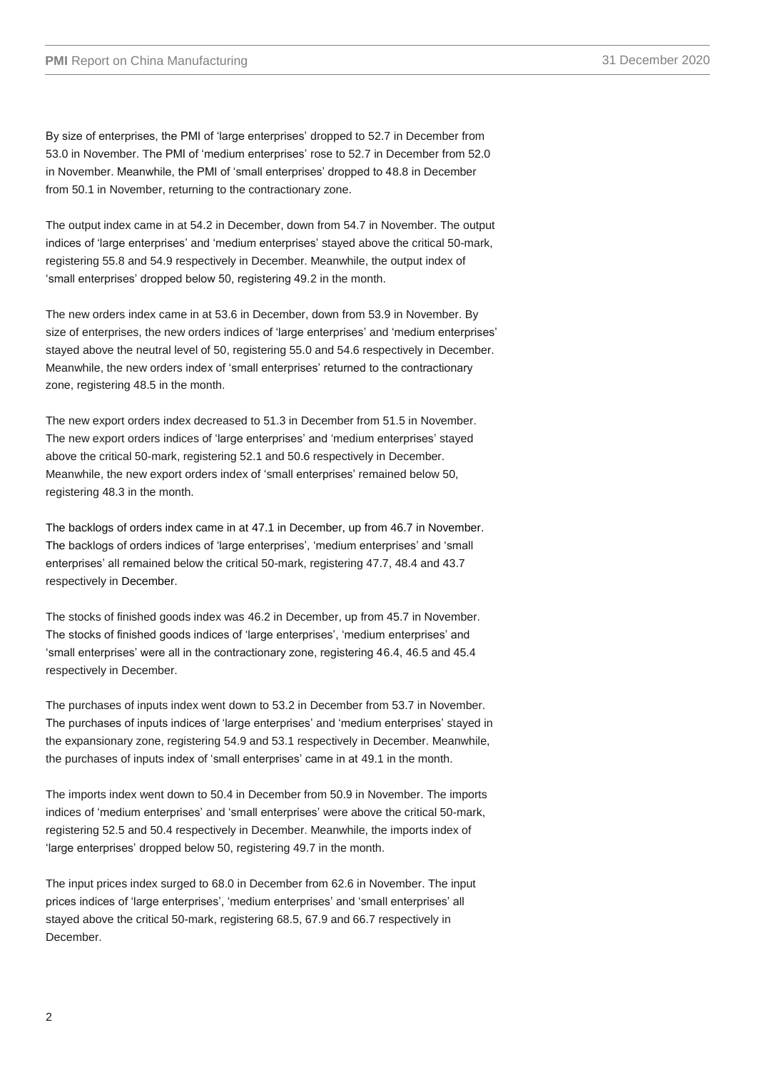By size of enterprises, the PMI of 'large enterprises' dropped to 52.7 in December from 53.0 in November. The PMI of 'medium enterprises' rose to 52.7 in December from 52.0 in November. Meanwhile, the PMI of 'small enterprises' dropped to 48.8 in December from 50.1 in November, returning to the contractionary zone.

The output index came in at 54.2 in December, down from 54.7 in November. The output indices of 'large enterprises' and 'medium enterprises' stayed above the critical 50-mark, registering 55.8 and 54.9 respectively in December. Meanwhile, the output index of 'small enterprises' dropped below 50, registering 49.2 in the month.

The new orders index came in at 53.6 in December, down from 53.9 in November. By size of enterprises, the new orders indices of 'large enterprises' and 'medium enterprises' stayed above the neutral level of 50, registering 55.0 and 54.6 respectively in December. Meanwhile, the new orders index of 'small enterprises' returned to the contractionary zone, registering 48.5 in the month.

The new export orders index decreased to 51.3 in December from 51.5 in November. The new export orders indices of 'large enterprises' and 'medium enterprises' stayed above the critical 50-mark, registering 52.1 and 50.6 respectively in December. Meanwhile, the new export orders index of 'small enterprises' remained below 50, registering 48.3 in the month.

The backlogs of orders index came in at 47.1 in December, up from 46.7 in November. The backlogs of orders indices of 'large enterprises', 'medium enterprises' and 'small enterprises' all remained below the critical 50-mark, registering 47.7, 48.4 and 43.7 respectively in December.

The stocks of finished goods index was 46.2 in December, up from 45.7 in November. The stocks of finished goods indices of 'large enterprises', 'medium enterprises' and 'small enterprises' were all in the contractionary zone, registering 46.4, 46.5 and 45.4 respectively in December.

The purchases of inputs index went down to 53.2 in December from 53.7 in November. The purchases of inputs indices of 'large enterprises' and 'medium enterprises' stayed in the expansionary zone, registering 54.9 and 53.1 respectively in December. Meanwhile, the purchases of inputs index of 'small enterprises' came in at 49.1 in the month.

The imports index went down to 50.4 in December from 50.9 in November. The imports indices of 'medium enterprises' and 'small enterprises' were above the critical 50-mark, registering 52.5 and 50.4 respectively in December. Meanwhile, the imports index of 'large enterprises' dropped below 50, registering 49.7 in the month.

The input prices index surged to 68.0 in December from 62.6 in November. The input prices indices of 'large enterprises', 'medium enterprises' and 'small enterprises' all stayed above the critical 50-mark, registering 68.5, 67.9 and 66.7 respectively in December.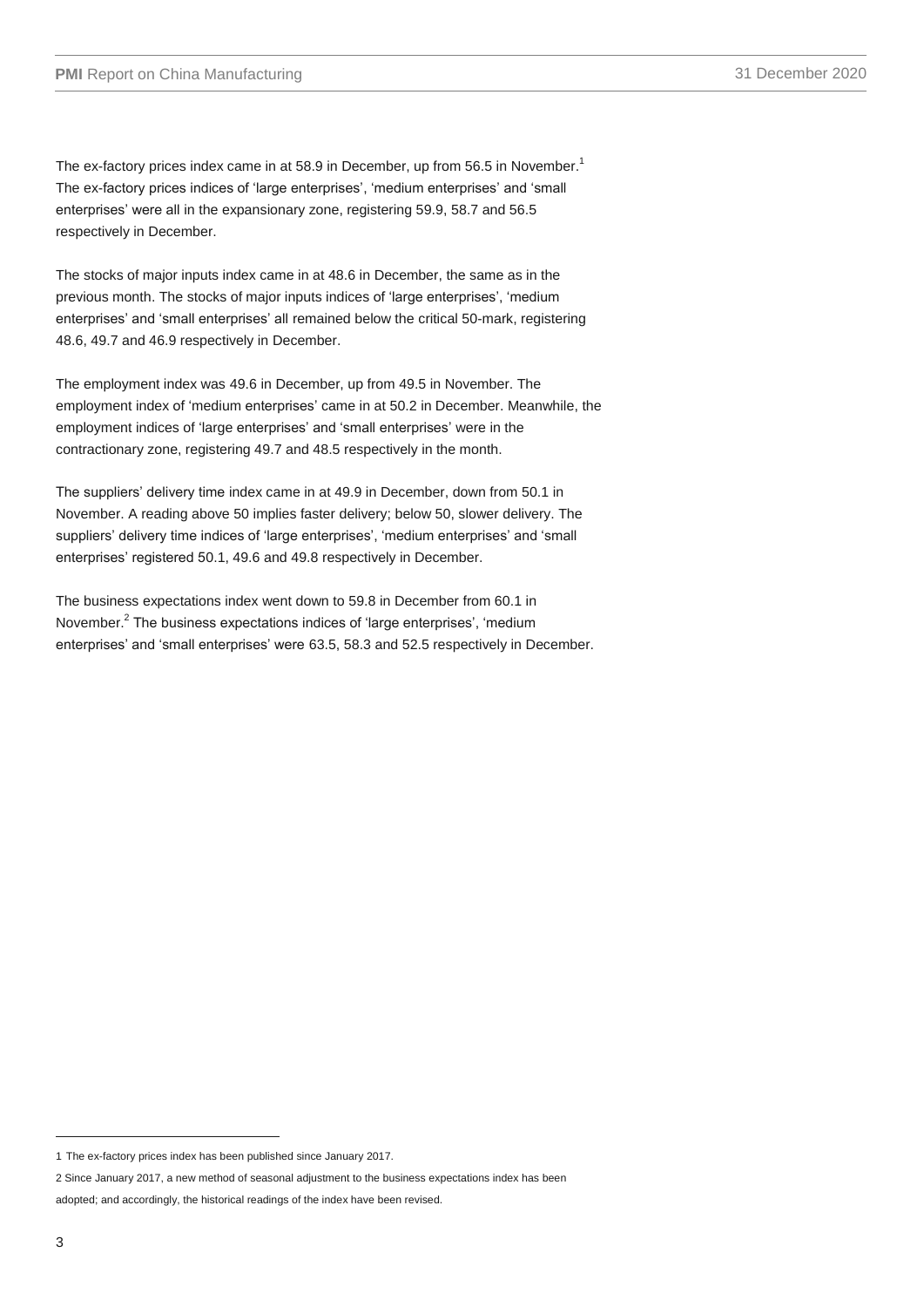The ex-factory prices index came in at 58.9 in December, up from 56.5 in November.[1] The ex-factory prices indices of 'large enterprises', 'medium enterprises' and 'small enterprises' were all in the expansionary zone, registering 59.9, 58.7 and 56.5 respectively in December.

The stocks of major inputs index came in at 48.6 in December, the same as in the previous month. The stocks of major inputs indices of 'large enterprises', 'medium enterprises' and 'small enterprises' all remained below the critical 50-mark, registering 48.6, 49.7 and 46.9 respectively in December.

The employment index was 49.6 in December, up from 49.5 in November. The employment index of 'medium enterprises' came in at 50.2 in December. Meanwhile, the employment indices of 'large enterprises' and 'small enterprises' were in the contractionary zone, registering 49.7 and 48.5 respectively in the month.

The suppliers' delivery time index came in at 49.9 in December, down from 50.1 in November. A reading above 50 implies faster delivery; below 50, slower delivery. The suppliers' delivery time indices of 'large enterprises', 'medium enterprises' and 'small enterprises' registered 50.1, 49.6 and 49.8 respectively in December.

The business expectations index went down to 59.8 in December from 60.1 in November.[2] The business expectations indices of 'large enterprises', 'medium enterprises' and 'small enterprises' were 63.5, 58.3 and 52.5 respectively in December.

---

1 The ex-factory prices index has been published since January 2017.

2 Since January 2017, a new method of seasonal adjustment to the business expectations index has been adopted; and accordingly, the historical readings of the index have been revised.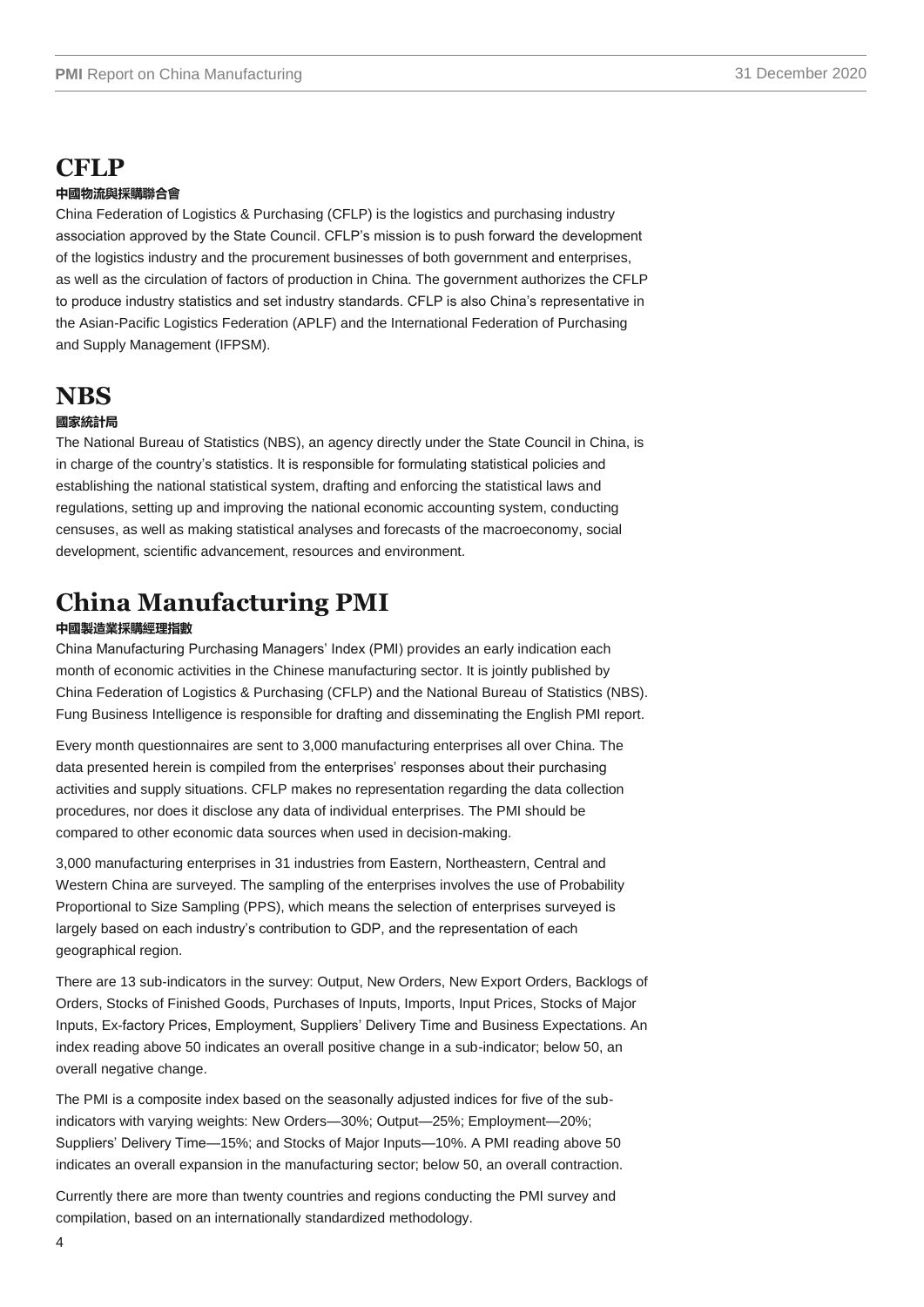# CFLP

**中國物流與採購聯合會**

China Federation of Logistics & Purchasing (CFLP) is the logistics and purchasing industry association approved by the State Council. CFLP's mission is to push forward the development of the logistics industry and the procurement businesses of both government and enterprises, as well as the circulation of factors of production in China. The government authorizes the CFLP to produce industry statistics and set industry standards. CFLP is also China's representative in the Asian-Pacific Logistics Federation (APLF) and the International Federation of Purchasing and Supply Management (IFPSM).

# NBS

**國家統計局**

The National Bureau of Statistics (NBS), an agency directly under the State Council in China, is in charge of the country's statistics. It is responsible for formulating statistical policies and establishing the national statistical system, drafting and enforcing the statistical laws and regulations, setting up and improving the national economic accounting system, conducting censuses, as well as making statistical analyses and forecasts of the macroeconomy, social development, scientific advancement, resources and environment.

# China Manufacturing PMI

**中國製造業採購經理指數**

China Manufacturing Purchasing Managers' Index (PMI) provides an early indication each month of economic activities in the Chinese manufacturing sector. It is jointly published by China Federation of Logistics & Purchasing (CFLP) and the National Bureau of Statistics (NBS). Fung Business Intelligence is responsible for drafting and disseminating the English PMI report.

Every month questionnaires are sent to 3,000 manufacturing enterprises all over China. The data presented herein is compiled from the enterprises' responses about their purchasing activities and supply situations. CFLP makes no representation regarding the data collection procedures, nor does it disclose any data of individual enterprises. The PMI should be compared to other economic data sources when used in decision-making.

3,000 manufacturing enterprises in 31 industries from Eastern, Northeastern, Central and Western China are surveyed. The sampling of the enterprises involves the use of Probability Proportional to Size Sampling (PPS), which means the selection of enterprises surveyed is largely based on each industry's contribution to GDP, and the representation of each geographical region.

There are 13 sub-indicators in the survey: Output, New Orders, New Export Orders, Backlogs of Orders, Stocks of Finished Goods, Purchases of Inputs, Imports, Input Prices, Stocks of Major Inputs, Ex-factory Prices, Employment, Suppliers' Delivery Time and Business Expectations. An index reading above 50 indicates an overall positive change in a sub-indicator; below 50, an overall negative change.

The PMI is a composite index based on the seasonally adjusted indices for five of the sub-indicators with varying weights: New Orders—30%; Output—25%; Employment—20%; Suppliers' Delivery Time—15%; and Stocks of Major Inputs—10%. A PMI reading above 50 indicates an overall expansion in the manufacturing sector; below 50, an overall contraction.

Currently there are more than twenty countries and regions conducting the PMI survey and compilation, based on an internationally standardized methodology.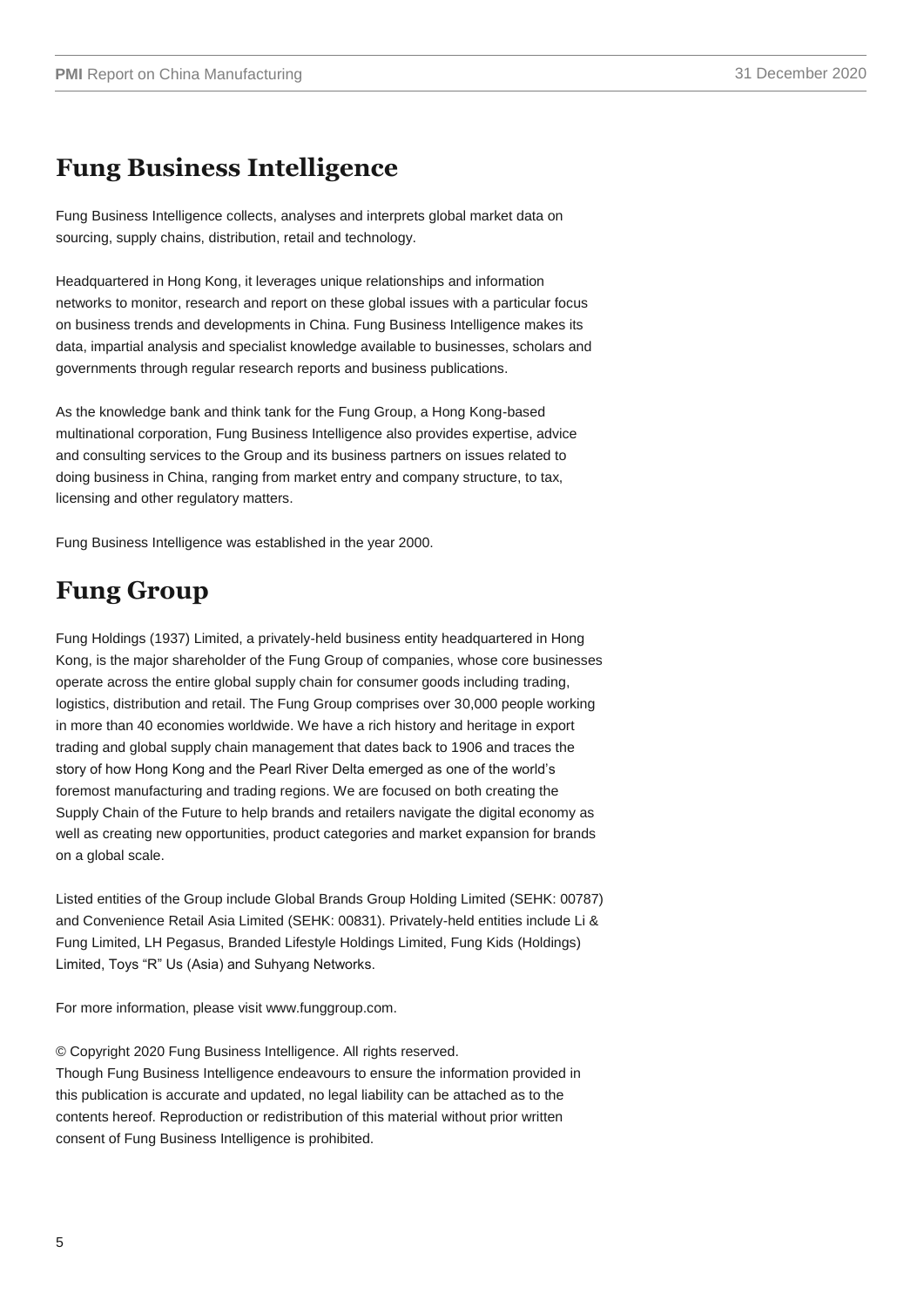## Fung Business Intelligence

Fung Business Intelligence collects, analyses and interprets global market data on sourcing, supply chains, distribution, retail and technology.

Headquartered in Hong Kong, it leverages unique relationships and information networks to monitor, research and report on these global issues with a particular focus on business trends and developments in China. Fung Business Intelligence makes its data, impartial analysis and specialist knowledge available to businesses, scholars and governments through regular research reports and business publications.

As the knowledge bank and think tank for the Fung Group, a Hong Kong-based multinational corporation, Fung Business Intelligence also provides expertise, advice and consulting services to the Group and its business partners on issues related to doing business in China, ranging from market entry and company structure, to tax, licensing and other regulatory matters.

Fung Business Intelligence was established in the year 2000.

## Fung Group

Fung Holdings (1937) Limited, a privately-held business entity headquartered in Hong Kong, is the major shareholder of the Fung Group of companies, whose core businesses operate across the entire global supply chain for consumer goods including trading, logistics, distribution and retail. The Fung Group comprises over 30,000 people working in more than 40 economies worldwide. We have a rich history and heritage in export trading and global supply chain management that dates back to 1906 and traces the story of how Hong Kong and the Pearl River Delta emerged as one of the world's foremost manufacturing and trading regions. We are focused on both creating the Supply Chain of the Future to help brands and retailers navigate the digital economy as well as creating new opportunities, product categories and market expansion for brands on a global scale.

Listed entities of the Group include Global Brands Group Holding Limited (SEHK: 00787) and Convenience Retail Asia Limited (SEHK: 00831). Privately-held entities include Li & Fung Limited, LH Pegasus, Branded Lifestyle Holdings Limited, Fung Kids (Holdings) Limited, Toys "R" Us (Asia) and Suhyang Networks.

For more information, please visit www.funggroup.com.

© Copyright 2020 Fung Business Intelligence. All rights reserved.
Though Fung Business Intelligence endeavours to ensure the information provided in this publication is accurate and updated, no legal liability can be attached as to the contents hereof. Reproduction or redistribution of this material without prior written consent of Fung Business Intelligence is prohibited.